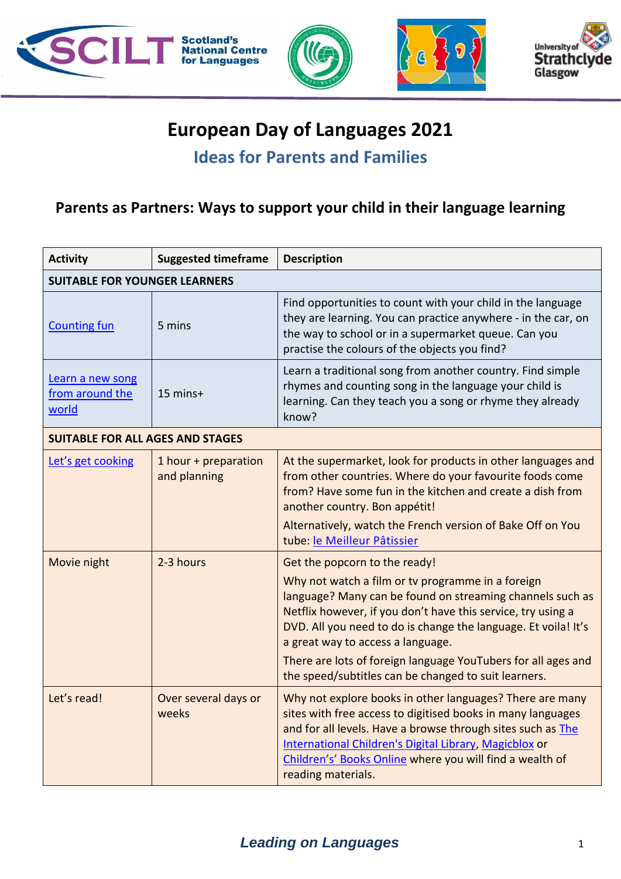# European Day of Languages 2021

## Ideas for Parents and Families

### Parents as Partners: Ways to support your child in their language learning

| Activity | Suggested timeframe | Description |
|---|---|---|
| **SUITABLE FOR YOUNGER LEARNERS** | | |
| Counting fun | 5 mins | Find opportunities to count with your child in the language they are learning. You can practice anywhere - in the car, on the way to school or in a supermarket queue. Can you practise the colours of the objects you find? |
| Learn a new song from around the world | 15 mins+ | Learn a traditional song from another country. Find simple rhymes and counting song in the language your child is learning. Can they teach you a song or rhyme they already know? |
| **SUITABLE FOR ALL AGES AND STAGES** | | |
| Let's get cooking | 1 hour + preparation and planning | At the supermarket, look for products in other languages and from other countries. Where do your favourite foods come from? Have some fun in the kitchen and create a dish from another country. Bon appétit!<br>Alternatively, watch the French version of Bake Off on You tube: le Meilleur Pâtissier |
| Movie night | 2-3 hours | Get the popcorn to the ready!<br>Why not watch a film or tv programme in a foreign language? Many can be found on streaming channels such as Netflix however, if you don't have this service, try using a DVD. All you need to do is change the language. Et voila! It's a great way to access a language.<br>There are lots of foreign language YouTubers for all ages and the speed/subtitles can be changed to suit learners. |
| Let's read! | Over several days or weeks | Why not explore books in other languages? There are many sites with free access to digitised books in many languages and for all levels. Have a browse through sites such as The International Children's Digital Library, Magicblox or Children's' Books Online where you will find a wealth of reading materials. |

*Leading on Languages*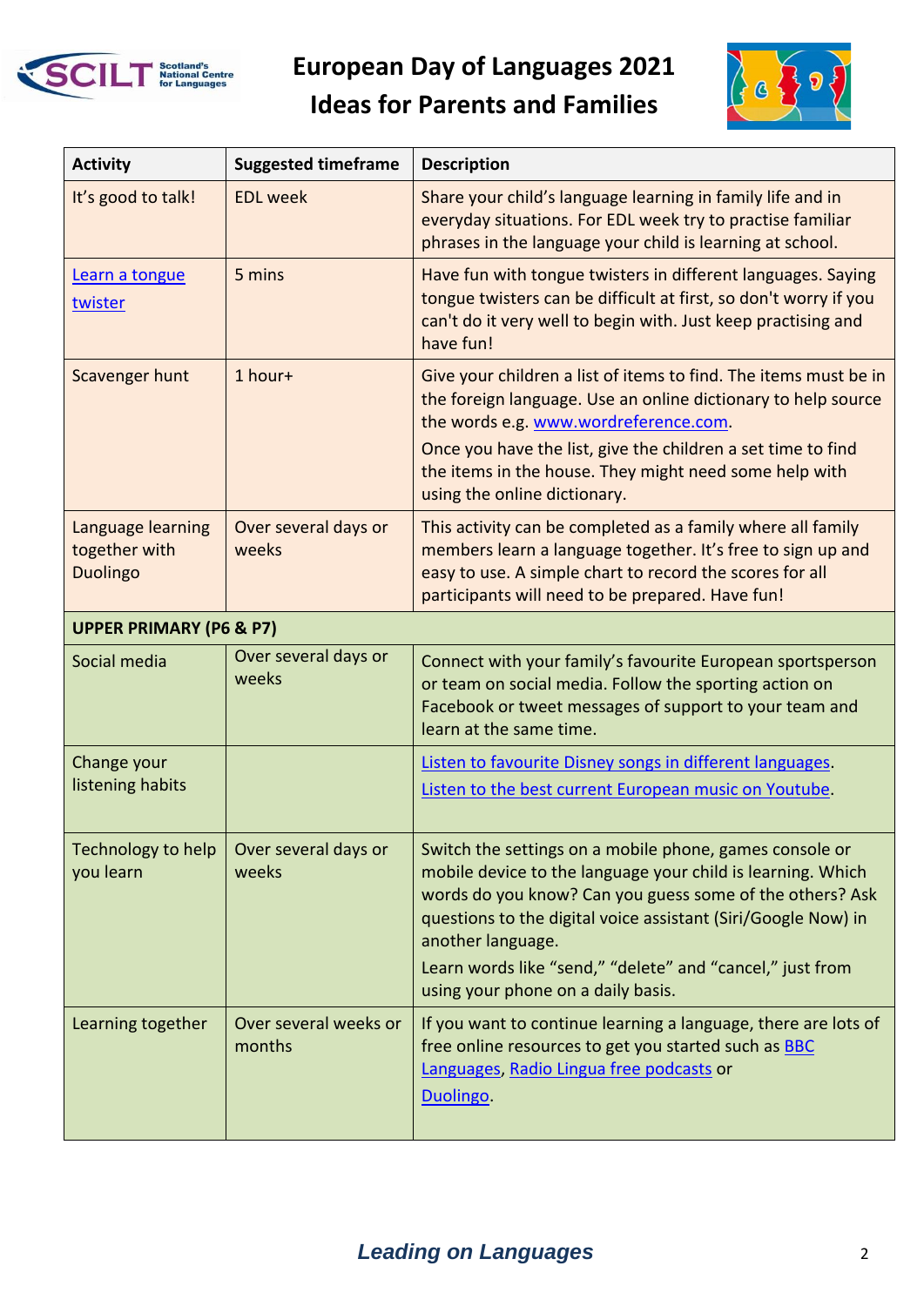# European Day of Languages 2021
# Ideas for Parents and Families

| Activity | Suggested timeframe | Description |
|---|---|---|
| It's good to talk! | EDL week | Share your child's language learning in family life and in everyday situations. For EDL week try to practise familiar phrases in the language your child is learning at school. |
| Learn a tongue twister | 5 mins | Have fun with tongue twisters in different languages. Saying tongue twisters can be difficult at first, so don't worry if you can't do it very well to begin with. Just keep practising and have fun! |
| Scavenger hunt | 1 hour+ | Give your children a list of items to find. The items must be in the foreign language. Use an online dictionary to help source the words e.g. www.wordreference.com. Once you have the list, give the children a set time to find the items in the house. They might need some help with using the online dictionary. |
| Language learning together with Duolingo | Over several days or weeks | This activity can be completed as a family where all family members learn a language together. It's free to sign up and easy to use. A simple chart to record the scores for all participants will need to be prepared. Have fun! |
| **UPPER PRIMARY (P6 & P7)** | | |
| Social media | Over several days or weeks | Connect with your family's favourite European sportsperson or team on social media. Follow the sporting action on Facebook or tweet messages of support to your team and learn at the same time. |
| Change your listening habits | | Listen to favourite Disney songs in different languages. Listen to the best current European music on Youtube. |
| Technology to help you learn | Over several days or weeks | Switch the settings on a mobile phone, games console or mobile device to the language your child is learning. Which words do you know? Can you guess some of the others? Ask questions to the digital voice assistant (Siri/Google Now) in another language. Learn words like "send," "delete" and "cancel," just from using your phone on a daily basis. |
| Learning together | Over several weeks or months | If you want to continue learning a language, there are lots of free online resources to get you started such as BBC Languages, Radio Lingua free podcasts or Duolingo. |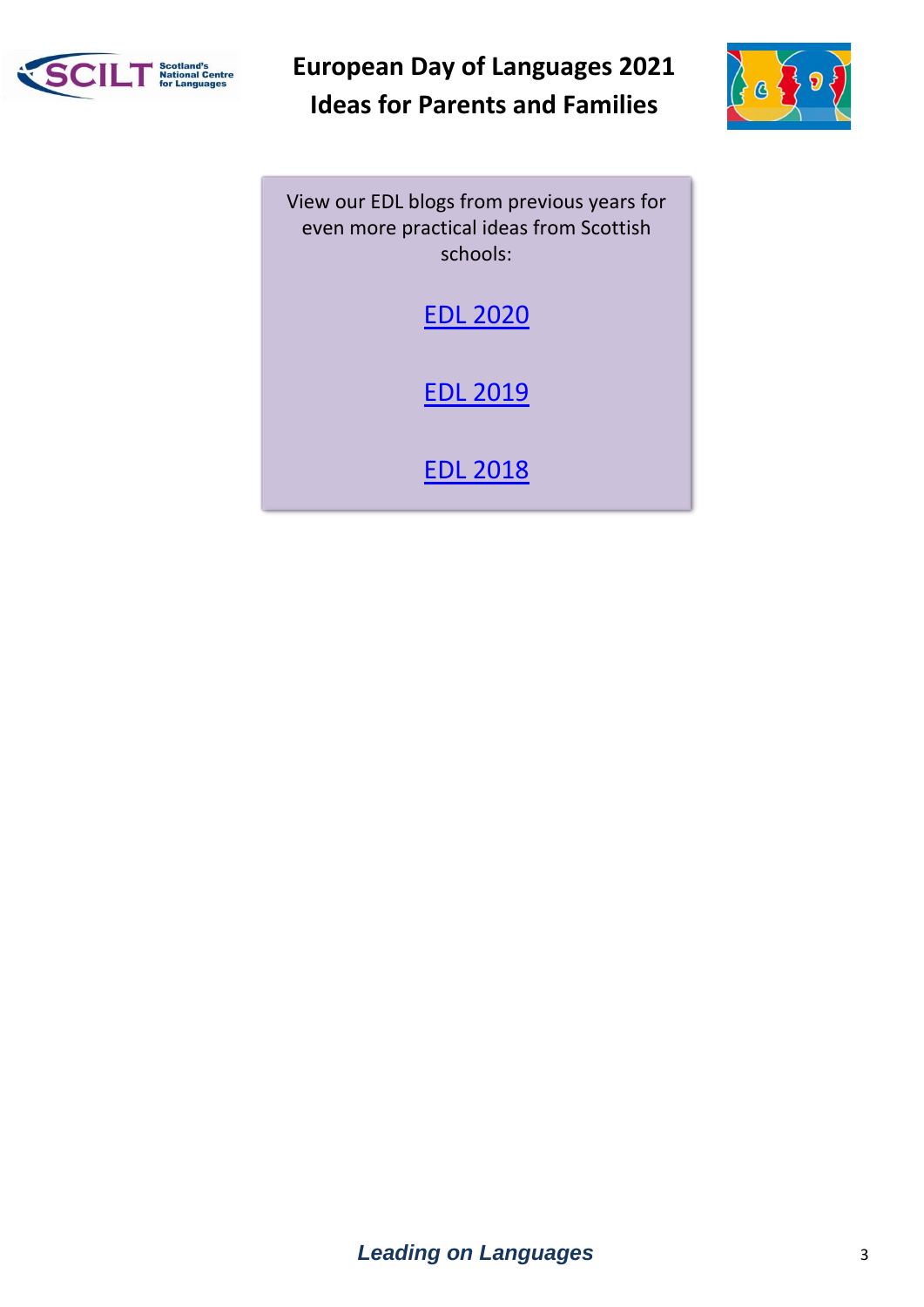View our EDL blogs from previous years for even more practical ideas from Scottish schools:

EDL 2020

EDL 2019

EDL 2018